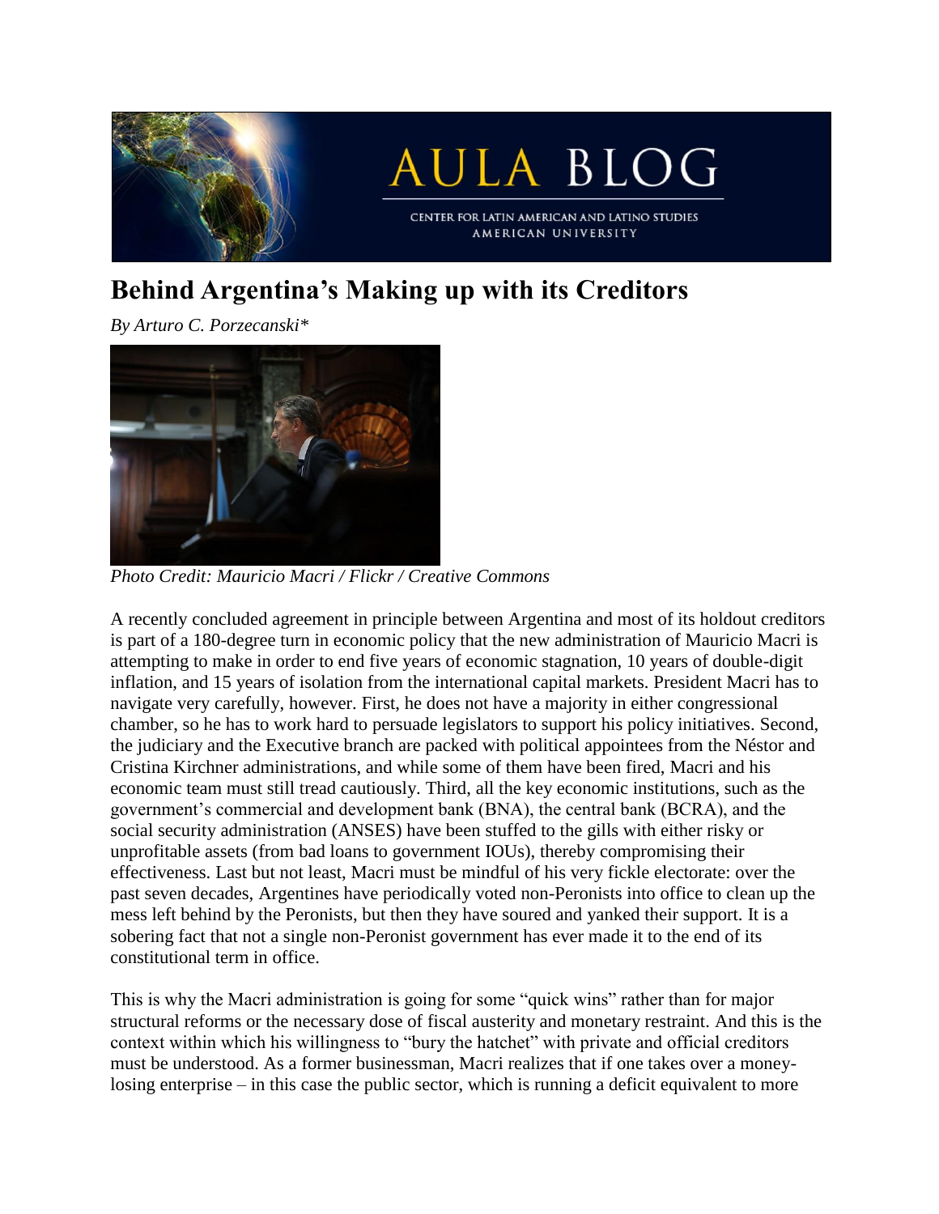# Behind Argentina's Making up with its Creditors

*By Arturo C. Porzecanski**

*Photo Credit: Mauricio Macri / Flickr / Creative Commons*

A recently concluded agreement in principle between Argentina and most of its holdout creditors is part of a 180-degree turn in economic policy that the new administration of Mauricio Macri is attempting to make in order to end five years of economic stagnation, 10 years of double-digit inflation, and 15 years of isolation from the international capital markets. President Macri has to navigate very carefully, however. First, he does not have a majority in either congressional chamber, so he has to work hard to persuade legislators to support his policy initiatives. Second, the judiciary and the Executive branch are packed with political appointees from the Néstor and Cristina Kirchner administrations, and while some of them have been fired, Macri and his economic team must still tread cautiously. Third, all the key economic institutions, such as the government's commercial and development bank (BNA), the central bank (BCRA), and the social security administration (ANSES) have been stuffed to the gills with either risky or unprofitable assets (from bad loans to government IOUs), thereby compromising their effectiveness. Last but not least, Macri must be mindful of his very fickle electorate: over the past seven decades, Argentines have periodically voted non-Peronists into office to clean up the mess left behind by the Peronists, but then they have soured and yanked their support. It is a sobering fact that not a single non-Peronist government has ever made it to the end of its constitutional term in office.

This is why the Macri administration is going for some "quick wins" rather than for major structural reforms or the necessary dose of fiscal austerity and monetary restraint. And this is the context within which his willingness to "bury the hatchet" with private and official creditors must be understood. As a former businessman, Macri realizes that if one takes over a money-losing enterprise – in this case the public sector, which is running a deficit equivalent to more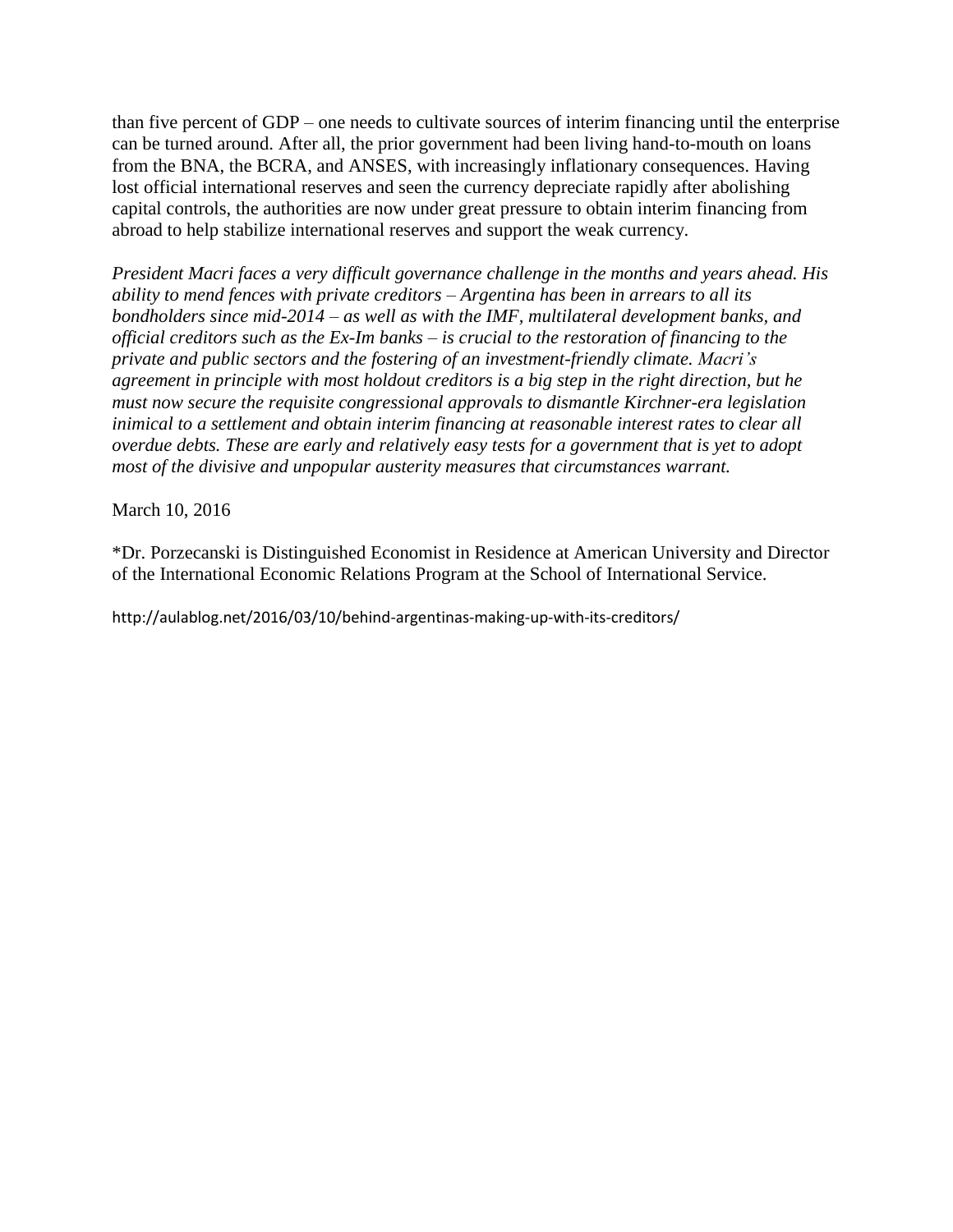than five percent of GDP – one needs to cultivate sources of interim financing until the enterprise can be turned around. After all, the prior government had been living hand-to-mouth on loans from the BNA, the BCRA, and ANSES, with increasingly inflationary consequences. Having lost official international reserves and seen the currency depreciate rapidly after abolishing capital controls, the authorities are now under great pressure to obtain interim financing from abroad to help stabilize international reserves and support the weak currency.

*President Macri faces a very difficult governance challenge in the months and years ahead. His ability to mend fences with private creditors – Argentina has been in arrears to all its bondholders since mid-2014 – as well as with the IMF, multilateral development banks, and official creditors such as the Ex-Im banks – is crucial to the restoration of financing to the private and public sectors and the fostering of an investment-friendly climate. Macri's agreement in principle with most holdout creditors is a big step in the right direction, but he must now secure the requisite congressional approvals to dismantle Kirchner-era legislation inimical to a settlement and obtain interim financing at reasonable interest rates to clear all overdue debts. These are early and relatively easy tests for a government that is yet to adopt most of the divisive and unpopular austerity measures that circumstances warrant.*

March 10, 2016

*Dr. Porzecanski is Distinguished Economist in Residence at American University and Director of the International Economic Relations Program at the School of International Service.

http://aulablog.net/2016/03/10/behind-argentinas-making-up-with-its-creditors/